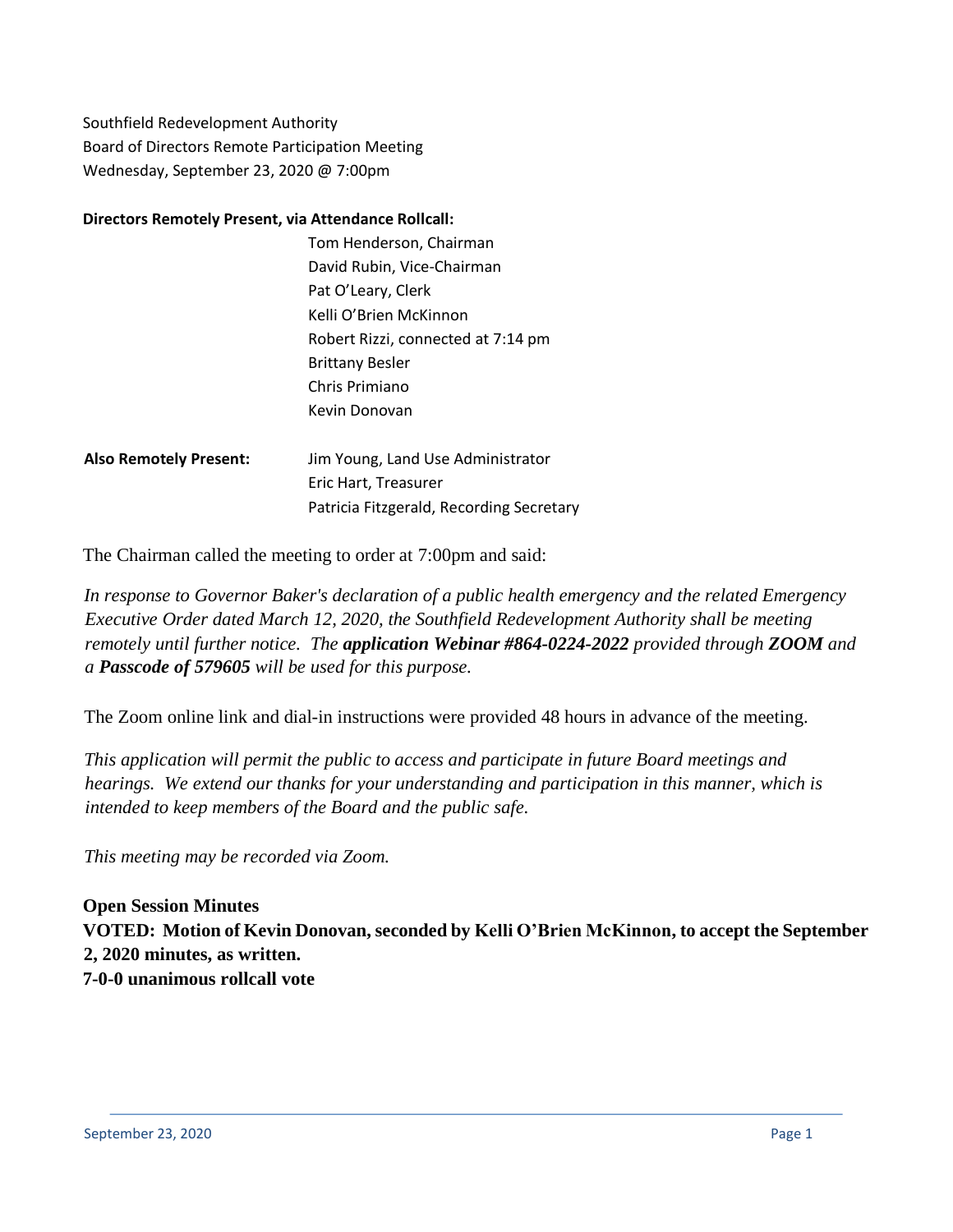Southfield Redevelopment Authority
Board of Directors Remote Participation Meeting
Wednesday, September 23, 2020 @ 7:00pm

**Directors Remotely Present, via Attendance Rollcall:**

Tom Henderson, Chairman
David Rubin, Vice-Chairman
Pat O'Leary, Clerk
Kelli O'Brien McKinnon
Robert Rizzi, connected at 7:14 pm
Brittany Besler
Chris Primiano
Kevin Donovan

**Also Remotely Present:**

Jim Young, Land Use Administrator
Eric Hart, Treasurer
Patricia Fitzgerald, Recording Secretary

The Chairman called the meeting to order at 7:00pm and said:

*In response to Governor Baker's declaration of a public health emergency and the related Emergency Executive Order dated March 12, 2020, the Southfield Redevelopment Authority shall be meeting remotely until further notice. The* ***application Webinar #864-0224-2022*** *provided through* ***ZOOM*** *and a* ***Passcode of 579605*** *will be used for this purpose.*

The Zoom online link and dial-in instructions were provided 48 hours in advance of the meeting.

*This application will permit the public to access and participate in future Board meetings and hearings. We extend our thanks for your understanding and participation in this manner, which is intended to keep members of the Board and the public safe.*

*This meeting may be recorded via Zoom.*

**Open Session Minutes**
**VOTED: Motion of Kevin Donovan, seconded by Kelli O'Brien McKinnon, to accept the September 2, 2020 minutes, as written.**
**7-0-0 unanimous rollcall vote**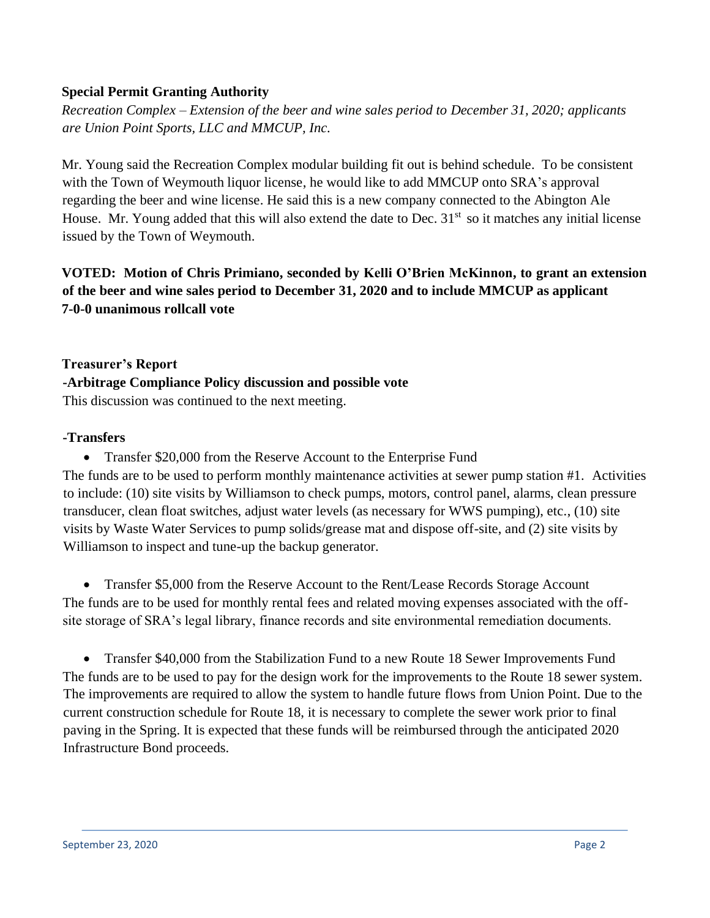**Special Permit Granting Authority**

*Recreation Complex – Extension of the beer and wine sales period to December 31, 2020; applicants are Union Point Sports, LLC and MMCUP, Inc.*

Mr. Young said the Recreation Complex modular building fit out is behind schedule. To be consistent with the Town of Weymouth liquor license, he would like to add MMCUP onto SRA's approval regarding the beer and wine license. He said this is a new company connected to the Abington Ale House. Mr. Young added that this will also extend the date to Dec. 31st so it matches any initial license issued by the Town of Weymouth.

**VOTED: Motion of Chris Primiano, seconded by Kelli O'Brien McKinnon, to grant an extension of the beer and wine sales period to December 31, 2020 and to include MMCUP as applicant 7-0-0 unanimous rollcall vote**

**Treasurer's Report**

**-Arbitrage Compliance Policy discussion and possible vote**

This discussion was continued to the next meeting.

**-Transfers**

- Transfer $20,000 from the Reserve Account to the Enterprise Fund

The funds are to be used to perform monthly maintenance activities at sewer pump station #1. Activities to include: (10) site visits by Williamson to check pumps, motors, control panel, alarms, clean pressure transducer, clean float switches, adjust water levels (as necessary for WWS pumping), etc., (10) site visits by Waste Water Services to pump solids/grease mat and dispose off-site, and (2) site visits by Williamson to inspect and tune-up the backup generator.

- Transfer $5,000 from the Reserve Account to the Rent/Lease Records Storage Account

The funds are to be used for monthly rental fees and related moving expenses associated with the off-site storage of SRA's legal library, finance records and site environmental remediation documents.

- Transfer $40,000 from the Stabilization Fund to a new Route 18 Sewer Improvements Fund

The funds are to be used to pay for the design work for the improvements to the Route 18 sewer system. The improvements are required to allow the system to handle future flows from Union Point. Due to the current construction schedule for Route 18, it is necessary to complete the sewer work prior to final paving in the Spring. It is expected that these funds will be reimbursed through the anticipated 2020 Infrastructure Bond proceeds.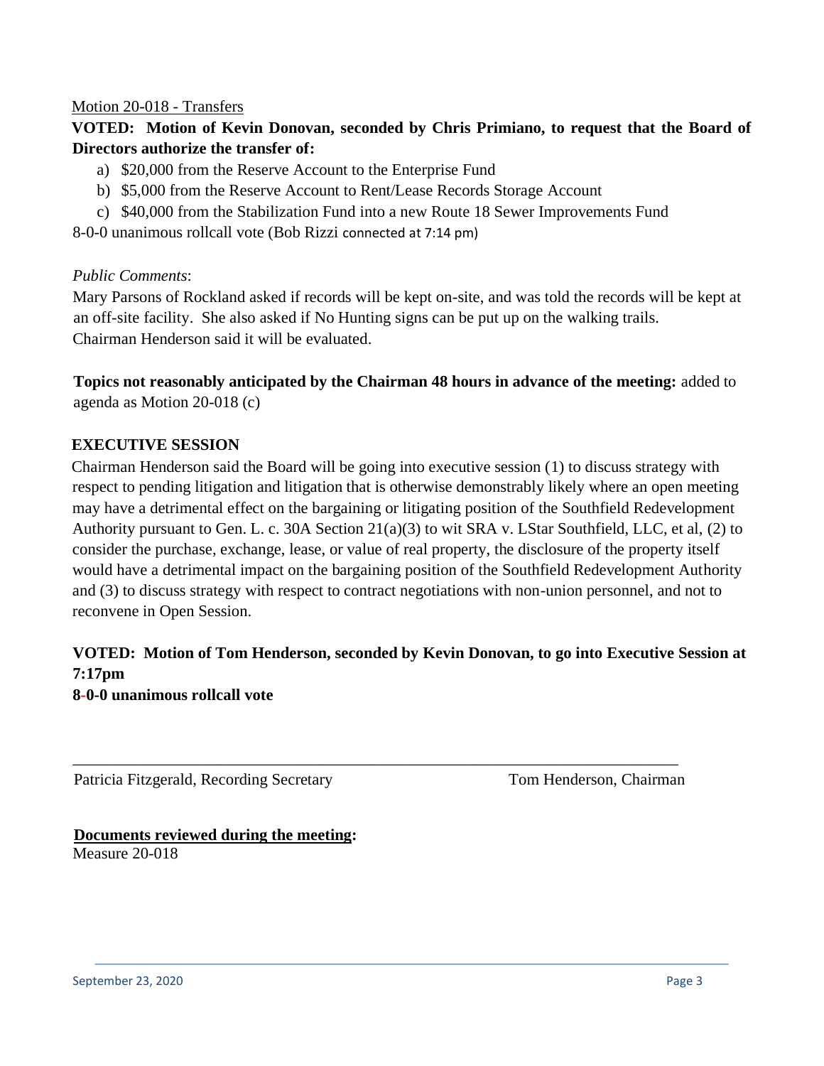Motion 20-018 - Transfers

**VOTED: Motion of Kevin Donovan, seconded by Chris Primiano, to request that the Board of Directors authorize the transfer of:**

a) $20,000 from the Reserve Account to the Enterprise Fund
b) $5,000 from the Reserve Account to Rent/Lease Records Storage Account
c) $40,000 from the Stabilization Fund into a new Route 18 Sewer Improvements Fund

8-0-0 unanimous rollcall vote (Bob Rizzi connected at 7:14 pm)

*Public Comments*:

Mary Parsons of Rockland asked if records will be kept on-site, and was told the records will be kept at an off-site facility. She also asked if No Hunting signs can be put up on the walking trails. Chairman Henderson said it will be evaluated.

**Topics not reasonably anticipated by the Chairman 48 hours in advance of the meeting:** added to agenda as Motion 20-018 (c)

**EXECUTIVE SESSION**

Chairman Henderson said the Board will be going into executive session (1) to discuss strategy with respect to pending litigation and litigation that is otherwise demonstrably likely where an open meeting may have a detrimental effect on the bargaining or litigating position of the Southfield Redevelopment Authority pursuant to Gen. L. c. 30A Section 21(a)(3) to wit SRA v. LStar Southfield, LLC, et al, (2) to consider the purchase, exchange, lease, or value of real property, the disclosure of the property itself would have a detrimental impact on the bargaining position of the Southfield Redevelopment Authority and (3) to discuss strategy with respect to contract negotiations with non-union personnel, and not to reconvene in Open Session.

**VOTED: Motion of Tom Henderson, seconded by Kevin Donovan, to go into Executive Session at 7:17pm**
**8-0-0 unanimous rollcall vote**

Patricia Fitzgerald, Recording Secretary　　　　Tom Henderson, Chairman

**Documents reviewed during the meeting:**

Measure 20-018